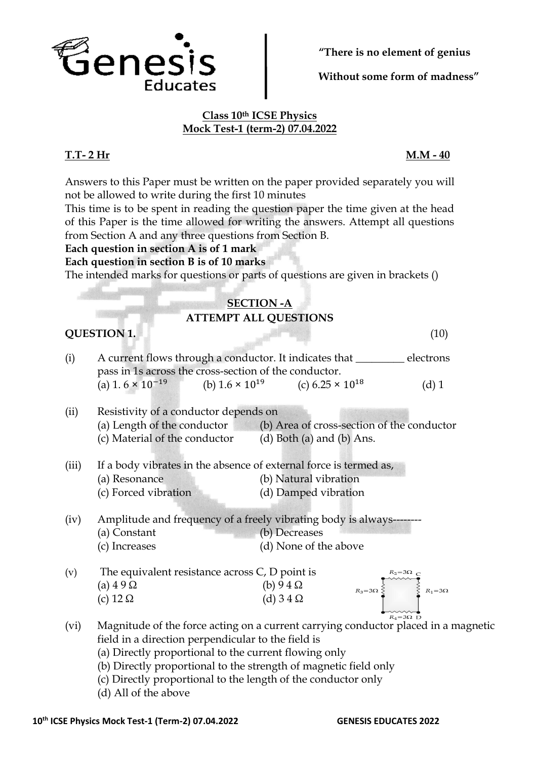**"There is no element of genius**

**Without some form of madness"**

**Class 10th ICSE Physics**
**Mock Test-1 (term-2) 07.04.2022**

**T.T- 2 Hr** **M.M - 40**

Answers to this Paper must be written on the paper provided separately you will not be allowed to write during the first 10 minutes
This time is to be spent in reading the question paper the time given at the head of this Paper is the time allowed for writing the answers. Attempt all questions from Section A and any three questions from Section B.
**Each question in section A is of 1 mark**
**Each question in section B is of 10 marks**
The intended marks for questions or parts of questions are given in brackets ()

## SECTION -A
### ATTEMPT ALL QUESTIONS

**QUESTION 1.** (10)

(i) A current flows through a conductor. It indicates that _________ electrons pass in 1s across the cross-section of the conductor.
(a) $1.6 \times 10^{-19}$ (b) $1.6 \times 10^{19}$ (c) $6.25 \times 10^{18}$ (d) 1

(ii) Resistivity of a conductor depends on
(a) Length of the conductor (b) Area of cross-section of the conductor
(c) Material of the conductor (d) Both (a) and (b) Ans.

(iii) If a body vibrates in the absence of external force is termed as,
(a) Resonance (b) Natural vibration
(c) Forced vibration (d) Damped vibration

(iv) Amplitude and frequency of a freely vibrating body is always--------
(a) Constant (b) Decreases
(c) Increases (d) None of the above

(v) The equivalent resistance across C, D point is
(a) 4 9 Ω (b) 9 4 Ω
(c) 12 Ω (d) 3 4 Ω

$R_2=3\Omega$ C, $R_3=3\Omega$, $R_1=3\Omega$, $R_4=3\Omega$ D

(vi) Magnitude of the force acting on a current carrying conductor placed in a magnetic field in a direction perpendicular to the field is
(a) Directly proportional to the current flowing only
(b) Directly proportional to the strength of magnetic field only
(c) Directly proportional to the length of the conductor only
(d) All of the above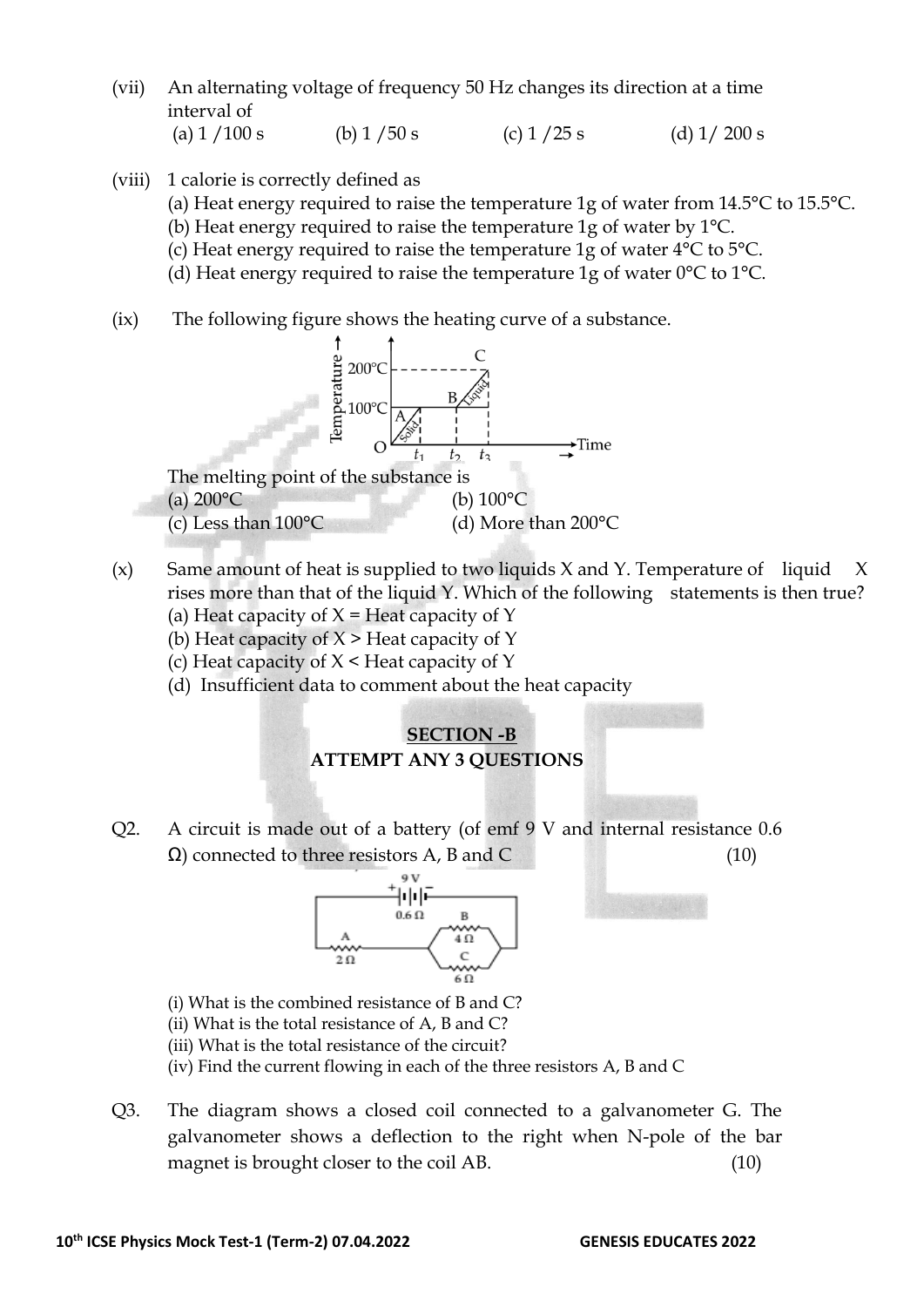(vii) An alternating voltage of frequency 50 Hz changes its direction at a time interval of

(a) 1 /100 s (b) 1 /50 s (c) 1 /25 s (d) 1/ 200 s

(viii) 1 calorie is correctly defined as

(a) Heat energy required to raise the temperature 1g of water from 14.5°C to 15.5°C.
(b) Heat energy required to raise the temperature 1g of water by 1°C.
(c) Heat energy required to raise the temperature 1g of water 4°C to 5°C.
(d) Heat energy required to raise the temperature 1g of water 0°C to 1°C.

(ix) The following figure shows the heating curve of a substance.

The melting point of the substance is

(a) 200°C (b) 100°C
(c) Less than 100°C (d) More than 200°C

(x) Same amount of heat is supplied to two liquids X and Y. Temperature of liquid X rises more than that of the liquid Y. Which of the following statements is then true?

(a) Heat capacity of X = Heat capacity of Y
(b) Heat capacity of X > Heat capacity of Y
(c) Heat capacity of X < Heat capacity of Y
(d) Insufficient data to comment about the heat capacity

## SECTION -B
## ATTEMPT ANY 3 QUESTIONS

Q2. A circuit is made out of a battery (of emf 9 V and internal resistance 0.6 Ω) connected to three resistors A, B and C (10)

(i) What is the combined resistance of B and C?
(ii) What is the total resistance of A, B and C?
(iii) What is the total resistance of the circuit?
(iv) Find the current flowing in each of the three resistors A, B and C

Q3. The diagram shows a closed coil connected to a galvanometer G. The galvanometer shows a deflection to the right when N-pole of the bar magnet is brought closer to the coil AB. (10)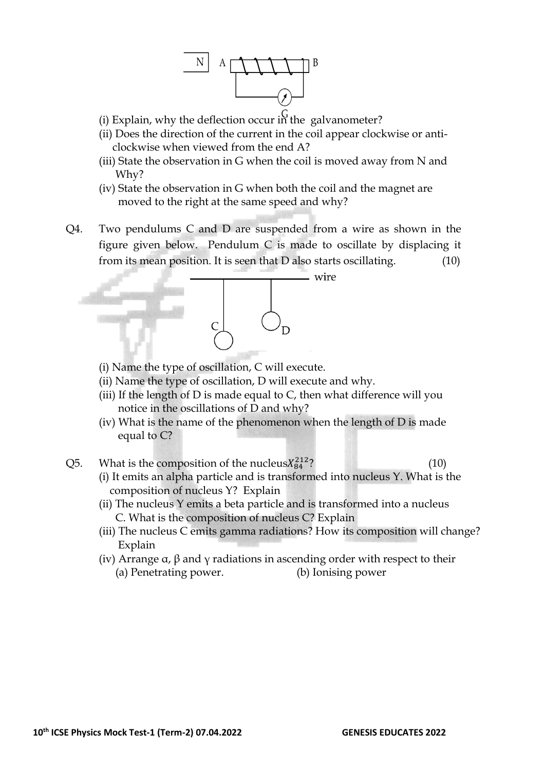N A B

G

(i) Explain, why the deflection occur in the galvanometer?

(ii) Does the direction of the current in the coil appear clockwise or anti-clockwise when viewed from the end A?

(iii) State the observation in G when the coil is moved away from N and Why?

(iv) State the observation in G when both the coil and the magnet are moved to the right at the same speed and why?

Q4. Two pendulums C and D are suspended from a wire as shown in the figure given below. Pendulum C is made to oscillate by displacing it from its mean position. It is seen that D also starts oscillating. (10)

wire

C D

(i) Name the type of oscillation, C will execute.

(ii) Name the type of oscillation, D will execute and why.

(iii) If the length of D is made equal to C, then what difference will you notice in the oscillations of D and why?

(iv) What is the name of the phenomenon when the length of D is made equal to C?

Q5. What is the composition of the nucleus $X_{84}^{212}$? (10)

(i) It emits an alpha particle and is transformed into nucleus Y. What is the composition of nucleus Y? Explain

(ii) The nucleus Y emits a beta particle and is transformed into a nucleus C. What is the composition of nucleus C? Explain

(iii) The nucleus C emits gamma radiations? How its composition will change? Explain

(iv) Arrange α, β and γ radiations in ascending order with respect to their
(a) Penetrating power. (b) Ionising power